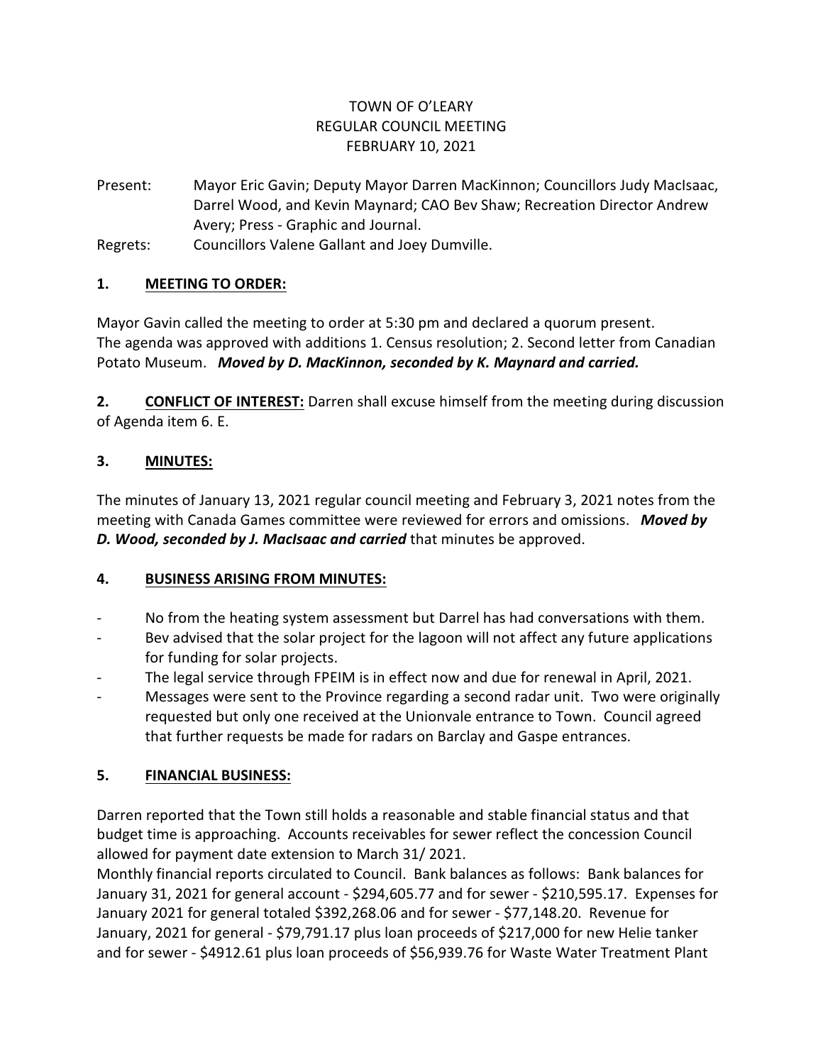# TOWN OF O'LEARY
## REGULAR COUNCIL MEETING
## FEBRUARY 10, 2021

Present: Mayor Eric Gavin; Deputy Mayor Darren MacKinnon; Councillors Judy MacIsaac, Darrel Wood, and Kevin Maynard; CAO Bev Shaw; Recreation Director Andrew Avery; Press - Graphic and Journal.

Regrets: Councillors Valene Gallant and Joey Dumville.

### 1. MEETING TO ORDER:

Mayor Gavin called the meeting to order at 5:30 pm and declared a quorum present.
The agenda was approved with additions 1. Census resolution; 2. Second letter from Canadian Potato Museum. ***Moved by D. MacKinnon, seconded by K. Maynard and carried.***

**2. CONFLICT OF INTEREST:** Darren shall excuse himself from the meeting during discussion of Agenda item 6. E.

### 3. MINUTES:

The minutes of January 13, 2021 regular council meeting and February 3, 2021 notes from the meeting with Canada Games committee were reviewed for errors and omissions. ***Moved by D. Wood, seconded by J. MacIsaac and carried*** that minutes be approved.

### 4. BUSINESS ARISING FROM MINUTES:

- No from the heating system assessment but Darrel has had conversations with them.
- Bev advised that the solar project for the lagoon will not affect any future applications for funding for solar projects.
- The legal service through FPEIM is in effect now and due for renewal in April, 2021.
- Messages were sent to the Province regarding a second radar unit. Two were originally requested but only one received at the Unionvale entrance to Town. Council agreed that further requests be made for radars on Barclay and Gaspe entrances.

### 5. FINANCIAL BUSINESS:

Darren reported that the Town still holds a reasonable and stable financial status and that budget time is approaching. Accounts receivables for sewer reflect the concession Council allowed for payment date extension to March 31/ 2021.
Monthly financial reports circulated to Council. Bank balances as follows: Bank balances for January 31, 2021 for general account - $294,605.77 and for sewer - $210,595.17. Expenses for January 2021 for general totaled $392,268.06 and for sewer - $77,148.20. Revenue for January, 2021 for general - $79,791.17 plus loan proceeds of $217,000 for new Helie tanker and for sewer - $4912.61 plus loan proceeds of $56,939.76 for Waste Water Treatment Plant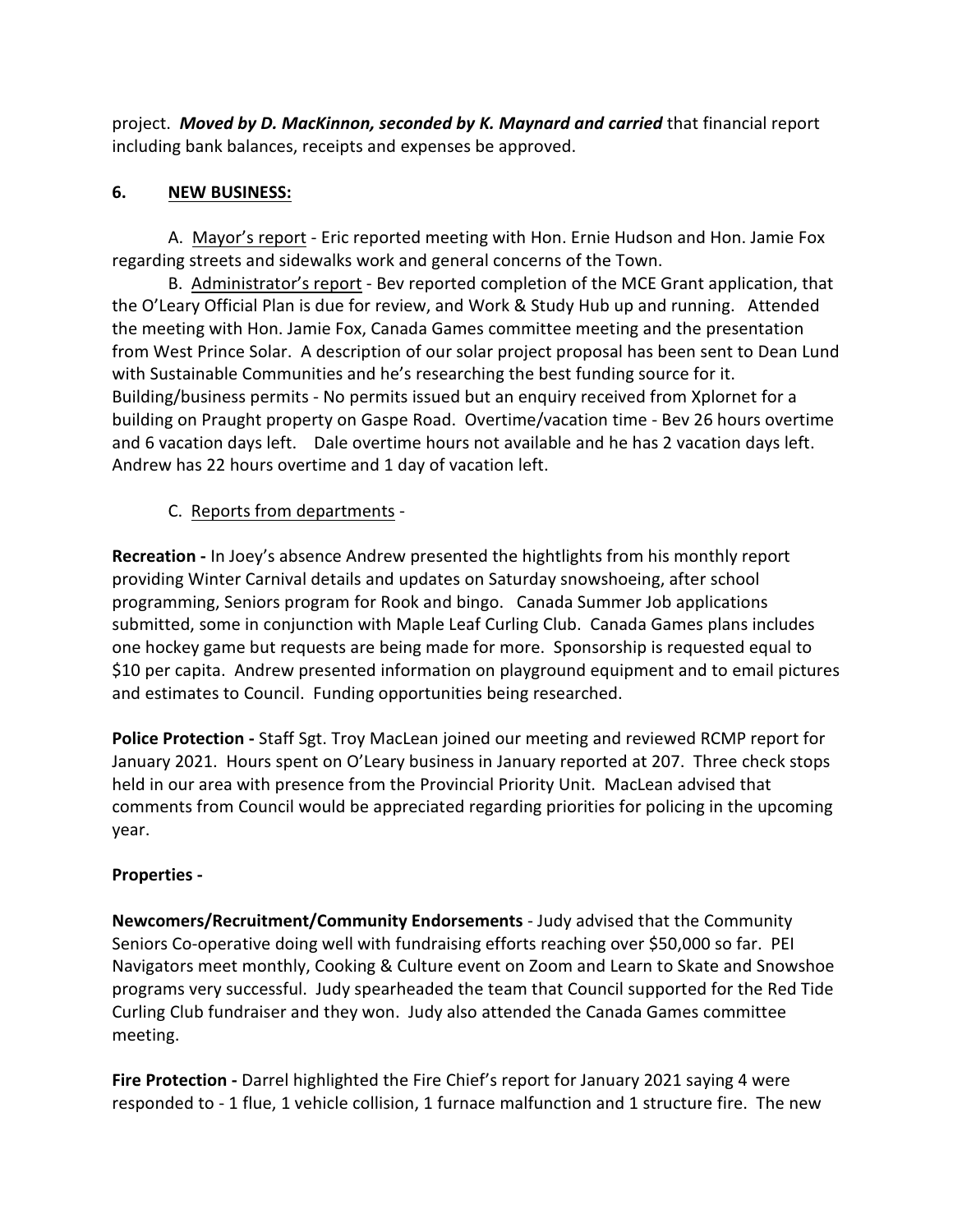project. ***Moved by D. MacKinnon, seconded by K. Maynard and carried*** that financial report including bank balances, receipts and expenses be approved.

**6. NEW BUSINESS:**

A. Mayor's report - Eric reported meeting with Hon. Ernie Hudson and Hon. Jamie Fox regarding streets and sidewalks work and general concerns of the Town.

B. Administrator's report - Bev reported completion of the MCE Grant application, that the O'Leary Official Plan is due for review, and Work & Study Hub up and running. Attended the meeting with Hon. Jamie Fox, Canada Games committee meeting and the presentation from West Prince Solar. A description of our solar project proposal has been sent to Dean Lund with Sustainable Communities and he's researching the best funding source for it. Building/business permits - No permits issued but an enquiry received from Xplornet for a building on Praught property on Gaspe Road. Overtime/vacation time - Bev 26 hours overtime and 6 vacation days left. Dale overtime hours not available and he has 2 vacation days left. Andrew has 22 hours overtime and 1 day of vacation left.

C. Reports from departments -

**Recreation -** In Joey's absence Andrew presented the hightlights from his monthly report providing Winter Carnival details and updates on Saturday snowshoeing, after school programming, Seniors program for Rook and bingo. Canada Summer Job applications submitted, some in conjunction with Maple Leaf Curling Club. Canada Games plans includes one hockey game but requests are being made for more. Sponsorship is requested equal to $10 per capita. Andrew presented information on playground equipment and to email pictures and estimates to Council. Funding opportunities being researched.

**Police Protection -** Staff Sgt. Troy MacLean joined our meeting and reviewed RCMP report for January 2021. Hours spent on O'Leary business in January reported at 207. Three check stops held in our area with presence from the Provincial Priority Unit. MacLean advised that comments from Council would be appreciated regarding priorities for policing in the upcoming year.

**Properties -**

**Newcomers/Recruitment/Community Endorsements** - Judy advised that the Community Seniors Co-operative doing well with fundraising efforts reaching over $50,000 so far. PEI Navigators meet monthly, Cooking & Culture event on Zoom and Learn to Skate and Snowshoe programs very successful. Judy spearheaded the team that Council supported for the Red Tide Curling Club fundraiser and they won. Judy also attended the Canada Games committee meeting.

**Fire Protection -** Darrel highlighted the Fire Chief's report for January 2021 saying 4 were responded to - 1 flue, 1 vehicle collision, 1 furnace malfunction and 1 structure fire. The new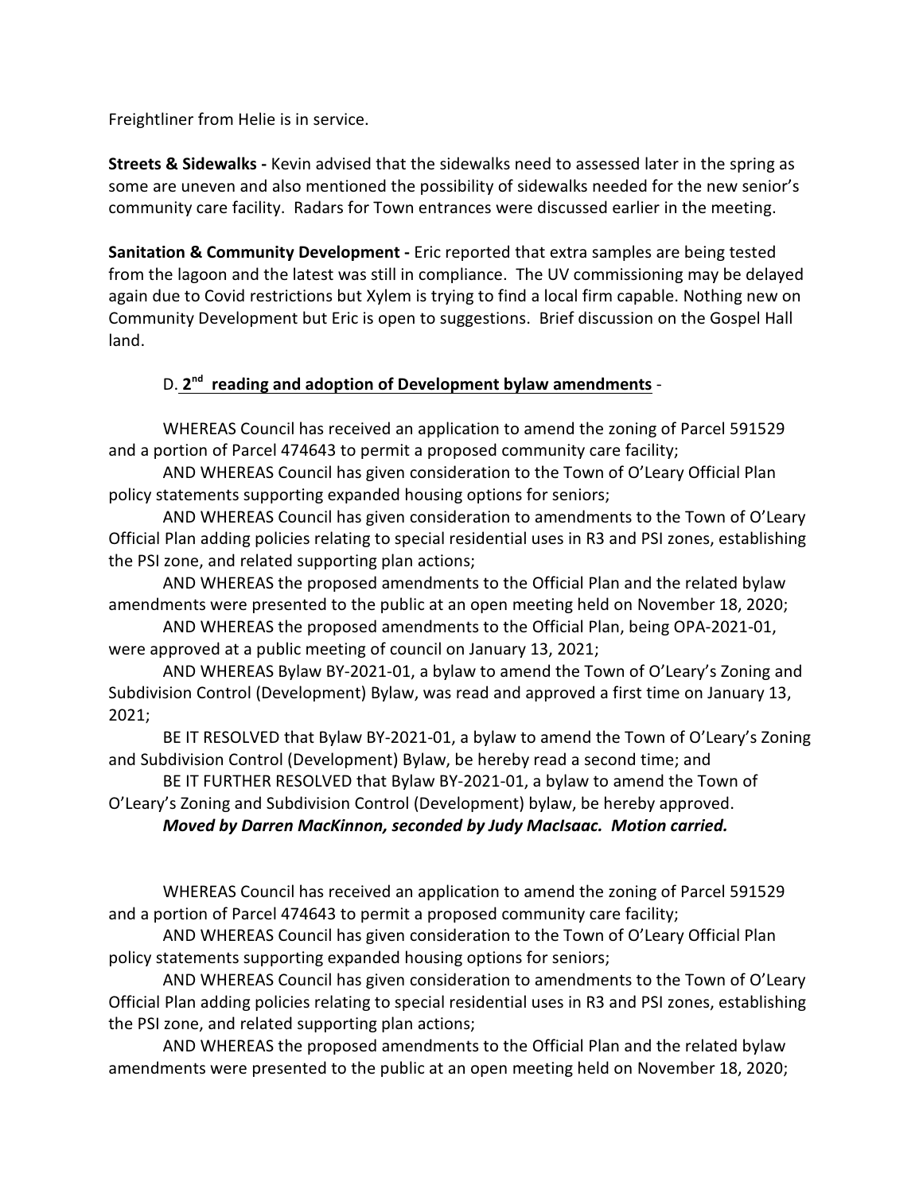Freightliner from Helie is in service.

**Streets & Sidewalks -** Kevin advised that the sidewalks need to assessed later in the spring as some are uneven and also mentioned the possibility of sidewalks needed for the new senior's community care facility. Radars for Town entrances were discussed earlier in the meeting.

**Sanitation & Community Development -** Eric reported that extra samples are being tested from the lagoon and the latest was still in compliance. The UV commissioning may be delayed again due to Covid restrictions but Xylem is trying to find a local firm capable. Nothing new on Community Development but Eric is open to suggestions. Brief discussion on the Gospel Hall land.

D. **2nd reading and adoption of Development bylaw amendments** -

WHEREAS Council has received an application to amend the zoning of Parcel 591529 and a portion of Parcel 474643 to permit a proposed community care facility;

AND WHEREAS Council has given consideration to the Town of O'Leary Official Plan policy statements supporting expanded housing options for seniors;

AND WHEREAS Council has given consideration to amendments to the Town of O'Leary Official Plan adding policies relating to special residential uses in R3 and PSI zones, establishing the PSI zone, and related supporting plan actions;

AND WHEREAS the proposed amendments to the Official Plan and the related bylaw amendments were presented to the public at an open meeting held on November 18, 2020;

AND WHEREAS the proposed amendments to the Official Plan, being OPA-2021-01, were approved at a public meeting of council on January 13, 2021;

AND WHEREAS Bylaw BY-2021-01, a bylaw to amend the Town of O'Leary's Zoning and Subdivision Control (Development) Bylaw, was read and approved a first time on January 13, 2021;

BE IT RESOLVED that Bylaw BY-2021-01, a bylaw to amend the Town of O'Leary's Zoning and Subdivision Control (Development) Bylaw, be hereby read a second time; and

BE IT FURTHER RESOLVED that Bylaw BY-2021-01, a bylaw to amend the Town of O'Leary's Zoning and Subdivision Control (Development) bylaw, be hereby approved.

***Moved by Darren MacKinnon, seconded by Judy MacIsaac. Motion carried.***

WHEREAS Council has received an application to amend the zoning of Parcel 591529 and a portion of Parcel 474643 to permit a proposed community care facility;

AND WHEREAS Council has given consideration to the Town of O'Leary Official Plan policy statements supporting expanded housing options for seniors;

AND WHEREAS Council has given consideration to amendments to the Town of O'Leary Official Plan adding policies relating to special residential uses in R3 and PSI zones, establishing the PSI zone, and related supporting plan actions;

AND WHEREAS the proposed amendments to the Official Plan and the related bylaw amendments were presented to the public at an open meeting held on November 18, 2020;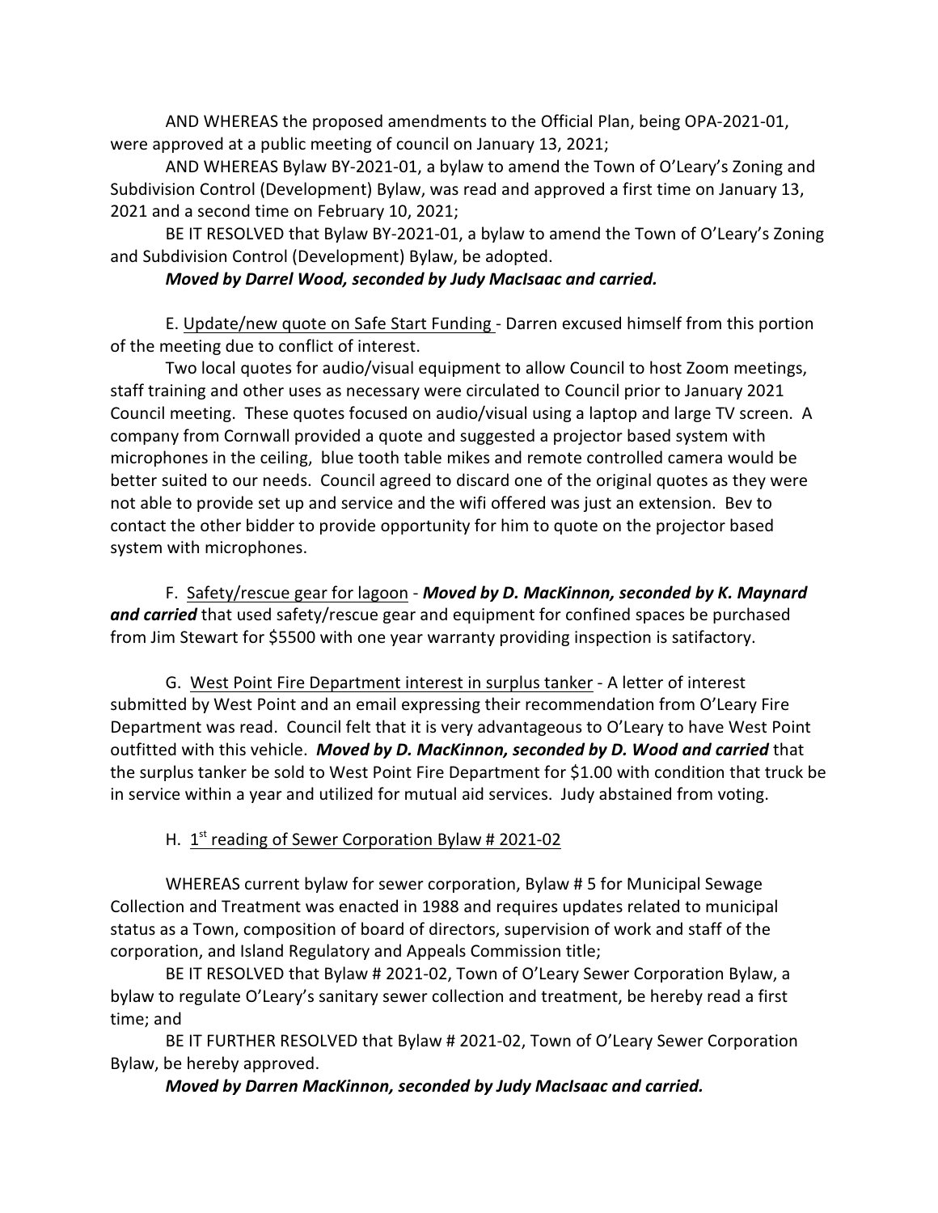AND WHEREAS the proposed amendments to the Official Plan, being OPA-2021-01, were approved at a public meeting of council on January 13, 2021;

AND WHEREAS Bylaw BY-2021-01, a bylaw to amend the Town of O'Leary's Zoning and Subdivision Control (Development) Bylaw, was read and approved a first time on January 13, 2021 and a second time on February 10, 2021;

BE IT RESOLVED that Bylaw BY-2021-01, a bylaw to amend the Town of O'Leary's Zoning and Subdivision Control (Development) Bylaw, be adopted.

***Moved by Darrel Wood, seconded by Judy MacIsaac and carried.***

E. Update/new quote on Safe Start Funding - Darren excused himself from this portion of the meeting due to conflict of interest.

Two local quotes for audio/visual equipment to allow Council to host Zoom meetings, staff training and other uses as necessary were circulated to Council prior to January 2021 Council meeting. These quotes focused on audio/visual using a laptop and large TV screen. A company from Cornwall provided a quote and suggested a projector based system with microphones in the ceiling, blue tooth table mikes and remote controlled camera would be better suited to our needs. Council agreed to discard one of the original quotes as they were not able to provide set up and service and the wifi offered was just an extension. Bev to contact the other bidder to provide opportunity for him to quote on the projector based system with microphones.

F. Safety/rescue gear for lagoon - ***Moved by D. MacKinnon, seconded by K. Maynard and carried*** that used safety/rescue gear and equipment for confined spaces be purchased from Jim Stewart for $5500 with one year warranty providing inspection is satifactory.

G. West Point Fire Department interest in surplus tanker - A letter of interest submitted by West Point and an email expressing their recommendation from O'Leary Fire Department was read. Council felt that it is very advantageous to O'Leary to have West Point outfitted with this vehicle. ***Moved by D. MacKinnon, seconded by D. Wood and carried*** that the surplus tanker be sold to West Point Fire Department for $1.00 with condition that truck be in service within a year and utilized for mutual aid services. Judy abstained from voting.

H. 1st reading of Sewer Corporation Bylaw # 2021-02

WHEREAS current bylaw for sewer corporation, Bylaw # 5 for Municipal Sewage Collection and Treatment was enacted in 1988 and requires updates related to municipal status as a Town, composition of board of directors, supervision of work and staff of the corporation, and Island Regulatory and Appeals Commission title;

BE IT RESOLVED that Bylaw # 2021-02, Town of O'Leary Sewer Corporation Bylaw, a bylaw to regulate O'Leary's sanitary sewer collection and treatment, be hereby read a first time; and

BE IT FURTHER RESOLVED that Bylaw # 2021-02, Town of O'Leary Sewer Corporation Bylaw, be hereby approved.

***Moved by Darren MacKinnon, seconded by Judy MacIsaac and carried.***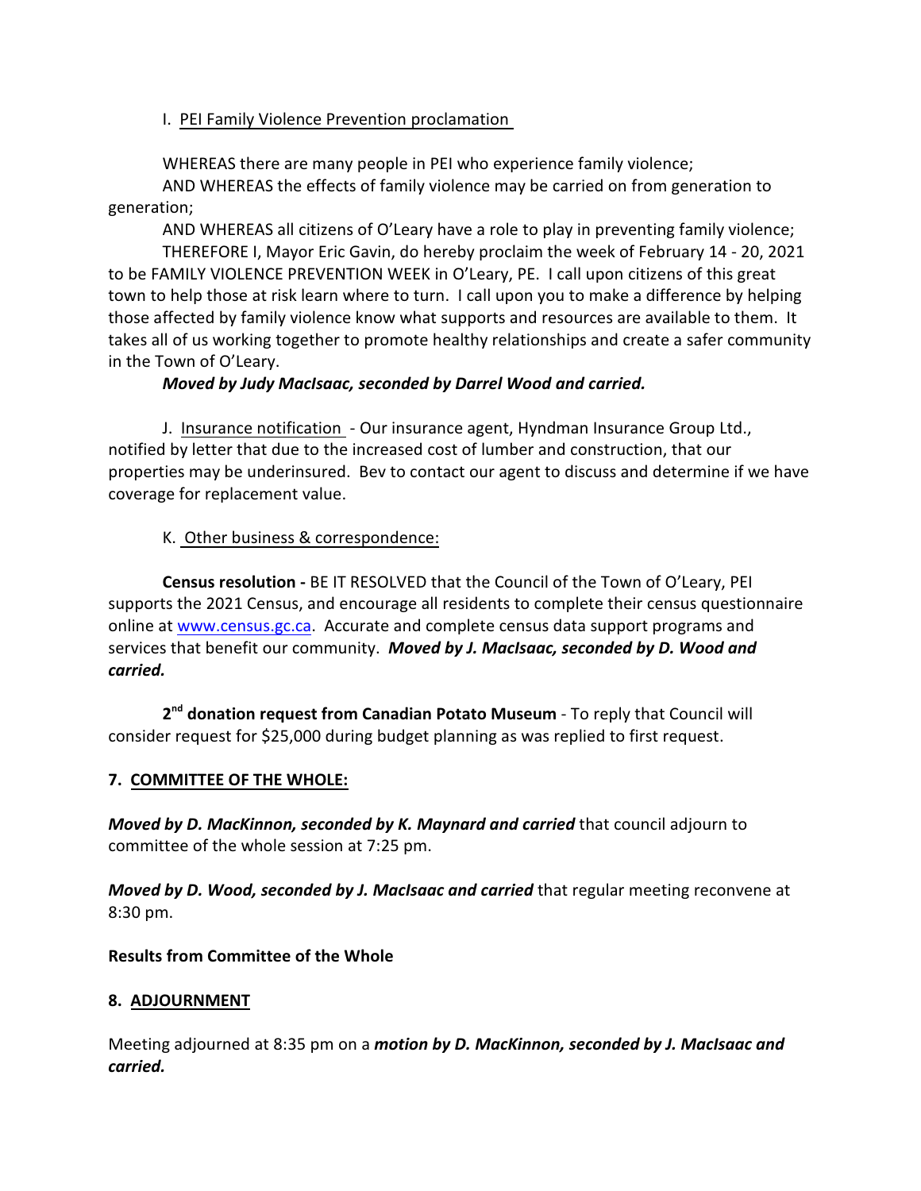I. PEI Family Violence Prevention proclamation

WHEREAS there are many people in PEI who experience family violence;

AND WHEREAS the effects of family violence may be carried on from generation to generation;

AND WHEREAS all citizens of O'Leary have a role to play in preventing family violence;

THEREFORE I, Mayor Eric Gavin, do hereby proclaim the week of February 14 - 20, 2021 to be FAMILY VIOLENCE PREVENTION WEEK in O'Leary, PE. I call upon citizens of this great town to help those at risk learn where to turn. I call upon you to make a difference by helping those affected by family violence know what supports and resources are available to them. It takes all of us working together to promote healthy relationships and create a safer community in the Town of O'Leary.

***Moved by Judy MacIsaac, seconded by Darrel Wood and carried.***

J. Insurance notification - Our insurance agent, Hyndman Insurance Group Ltd., notified by letter that due to the increased cost of lumber and construction, that our properties may be underinsured. Bev to contact our agent to discuss and determine if we have coverage for replacement value.

K. Other business & correspondence:

**Census resolution -** BE IT RESOLVED that the Council of the Town of O'Leary, PEI supports the 2021 Census, and encourage all residents to complete their census questionnaire online at www.census.gc.ca. Accurate and complete census data support programs and services that benefit our community. ***Moved by J. MacIsaac, seconded by D. Wood and carried.***

**2nd donation request from Canadian Potato Museum** - To reply that Council will consider request for $25,000 during budget planning as was replied to first request.

**7. COMMITTEE OF THE WHOLE:**

***Moved by D. MacKinnon, seconded by K. Maynard and carried*** that council adjourn to committee of the whole session at 7:25 pm.

***Moved by D. Wood, seconded by J. MacIsaac and carried*** that regular meeting reconvene at 8:30 pm.

**Results from Committee of the Whole**

**8. ADJOURNMENT**

Meeting adjourned at 8:35 pm on a ***motion by D. MacKinnon, seconded by J. MacIsaac and carried.***